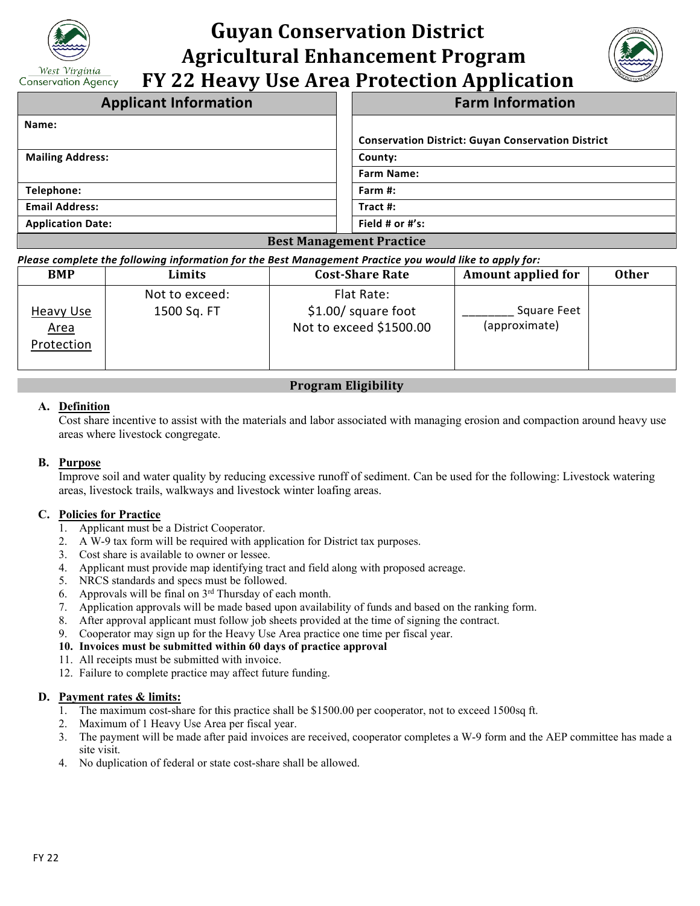# Guyan Conservation District
# Agricultural Enhancement Program
# FY 22 Heavy Use Area Protection Application

West Virginia Conservation Agency

| Applicant Information | Farm Information |
|---|---|
| **Name:** | **Conservation District: Guyan Conservation District** |
| **Mailing Address:** | **County:** |
| | **Farm Name:** |
| **Telephone:** | **Farm #:** |
| **Email Address:** | **Tract #:** |
| **Application Date:** | **Field # or #'s:** |

## Best Management Practice

***Please complete the following information for the Best Management Practice you would like to apply for:***

| BMP | Limits | Cost-Share Rate | Amount applied for | Other |
|---|---|---|---|---|
| Heavy Use Area Protection | Not to exceed: 1500 Sq. FT | Flat Rate: $1.00/ square foot Not to exceed $1500.00 | ________ Square Feet (approximate) | |

## Program Eligibility

**A. Definition**

Cost share incentive to assist with the materials and labor associated with managing erosion and compaction around heavy use areas where livestock congregate.

**B. Purpose**

Improve soil and water quality by reducing excessive runoff of sediment. Can be used for the following: Livestock watering areas, livestock trails, walkways and livestock winter loafing areas.

**C. Policies for Practice**

1. Applicant must be a District Cooperator.
2. A W-9 tax form will be required with application for District tax purposes.
3. Cost share is available to owner or lessee.
4. Applicant must provide map identifying tract and field along with proposed acreage.
5. NRCS standards and specs must be followed.
6. Approvals will be final on 3rd Thursday of each month.
7. Application approvals will be made based upon availability of funds and based on the ranking form.
8. After approval applicant must follow job sheets provided at the time of signing the contract.
9. Cooperator may sign up for the Heavy Use Area practice one time per fiscal year.
10. **Invoices must be submitted within 60 days of practice approval**
11. All receipts must be submitted with invoice.
12. Failure to complete practice may affect future funding.

**D. Payment rates & limits:**

1. The maximum cost-share for this practice shall be $1500.00 per cooperator, not to exceed 1500sq ft.
2. Maximum of 1 Heavy Use Area per fiscal year.
3. The payment will be made after paid invoices are received, cooperator completes a W-9 form and the AEP committee has made a site visit.
4. No duplication of federal or state cost-share shall be allowed.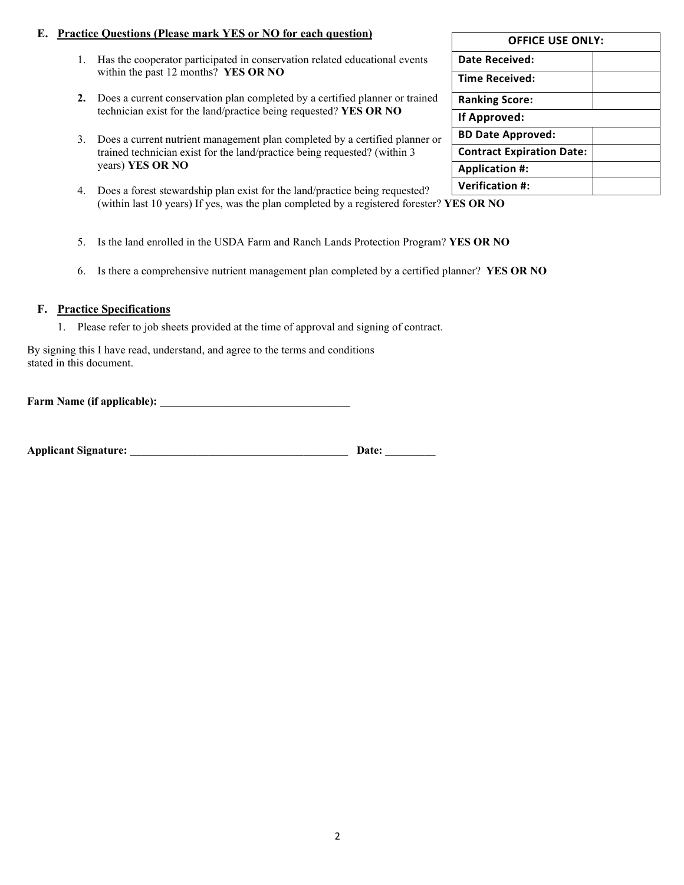## E. Practice Questions (Please mark YES or NO for each question)

| OFFICE USE ONLY: | |
|---|---|
| **Date Received:** | |
| **Time Received:** | |
| **Ranking Score:** | |
| **If Approved:** | |
| **BD Date Approved:** | |
| **Contract Expiration Date:** | |
| **Application #:** | |
| **Verification #:** | |

1. Has the cooperator participated in conservation related educational events within the past 12 months? **YES OR NO**

2. Does a current conservation plan completed by a certified planner or trained technician exist for the land/practice being requested? **YES OR NO**

3. Does a current nutrient management plan completed by a certified planner or trained technician exist for the land/practice being requested? (within 3 years) **YES OR NO**

4. Does a forest stewardship plan exist for the land/practice being requested? (within last 10 years) If yes, was the plan completed by a registered forester? **YES OR NO**

5. Is the land enrolled in the USDA Farm and Ranch Lands Protection Program? **YES OR NO**

6. Is there a comprehensive nutrient management plan completed by a certified planner? **YES OR NO**

## F. Practice Specifications

1. Please refer to job sheets provided at the time of approval and signing of contract.

By signing this I have read, understand, and agree to the terms and conditions stated in this document.

**Farm Name (if applicable): ___________________________________**

**Applicant Signature: ________________________________________ Date: _________**